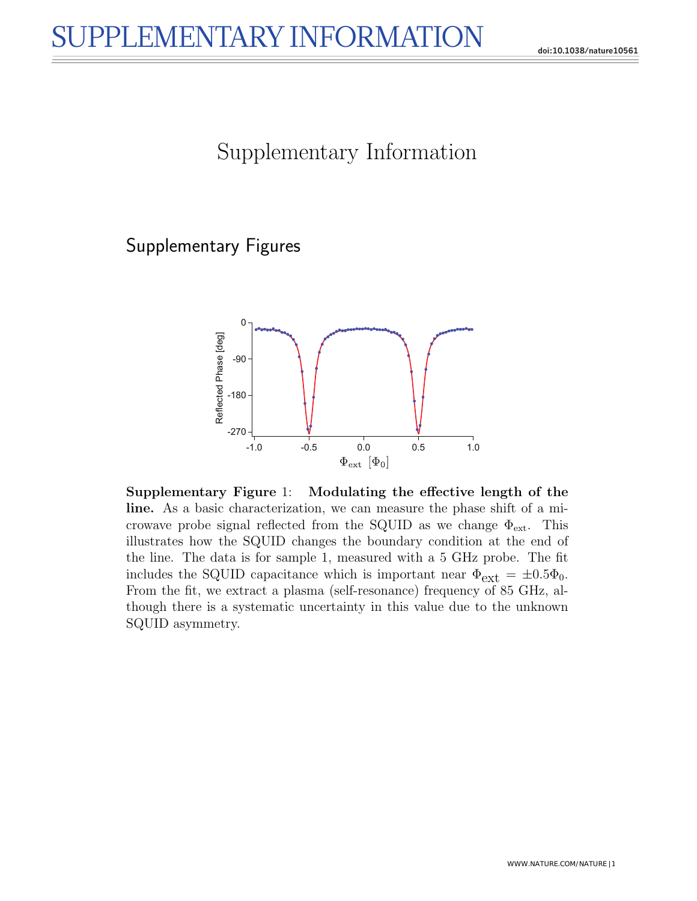# Supplementary Information

## Supplementary Figures

**Supplementary Figure** 1: **Modulating the effective length of the line.** As a basic characterization, we can measure the phase shift of a microwave probe signal reflected from the SQUID as we change $\Phi_{\text{ext}}$. This illustrates how the SQUID changes the boundary condition at the end of the line. The data is for sample 1, measured with a 5 GHz probe. The fit includes the SQUID capacitance which is important near $\Phi_{\text{ext}} = \pm 0.5\Phi_0$. From the fit, we extract a plasma (self-resonance) frequency of 85 GHz, although there is a systematic uncertainty in this value due to the unknown SQUID asymmetry.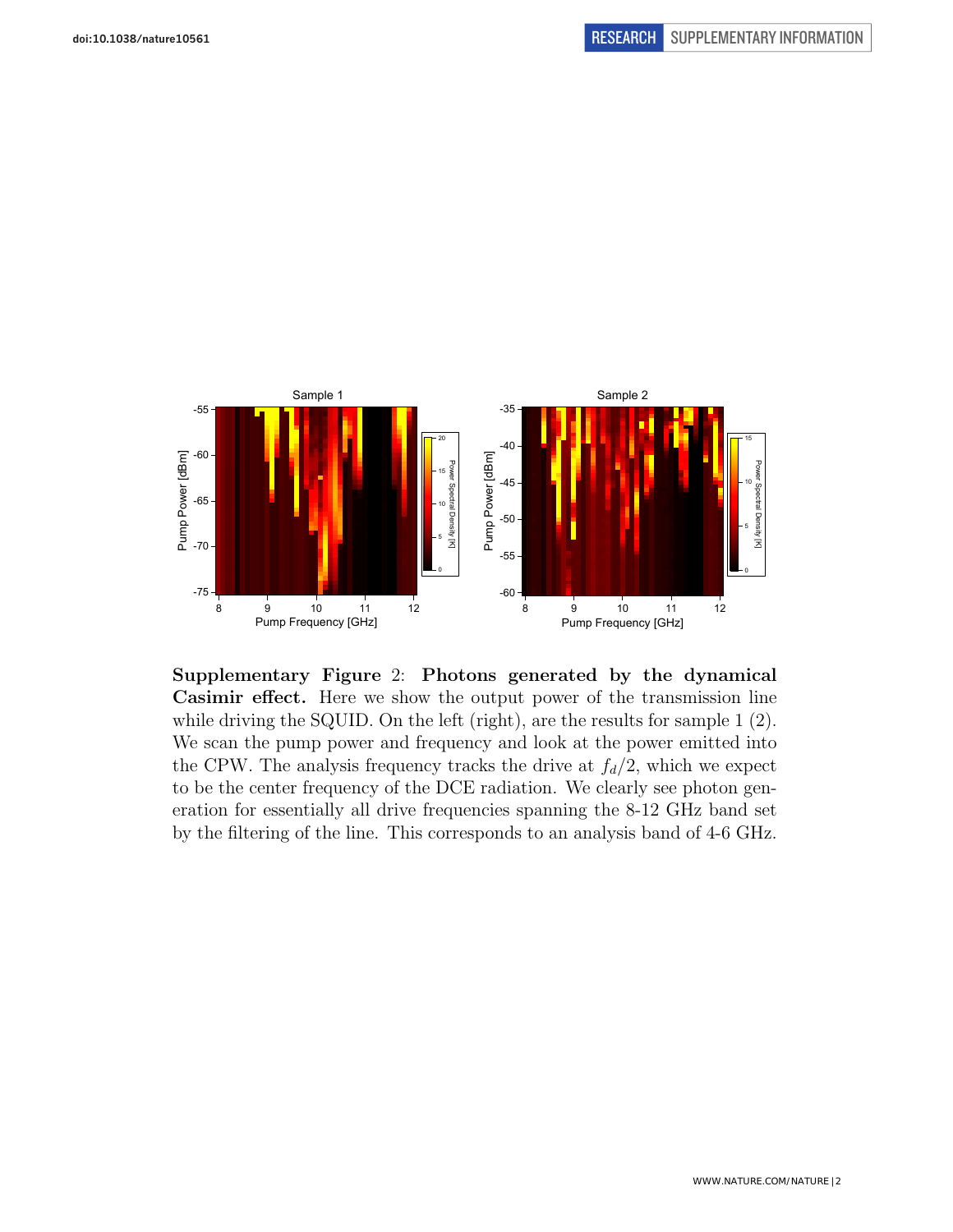**Supplementary Figure 2: Photons generated by the dynamical Casimir effect.** Here we show the output power of the transmission line while driving the SQUID. On the left (right), are the results for sample 1 (2). We scan the pump power and frequency and look at the power emitted into the CPW. The analysis frequency tracks the drive at $f_d/2$, which we expect to be the center frequency of the DCE radiation. We clearly see photon generation for essentially all drive frequencies spanning the 8-12 GHz band set by the filtering of the line. This corresponds to an analysis band of 4-6 GHz.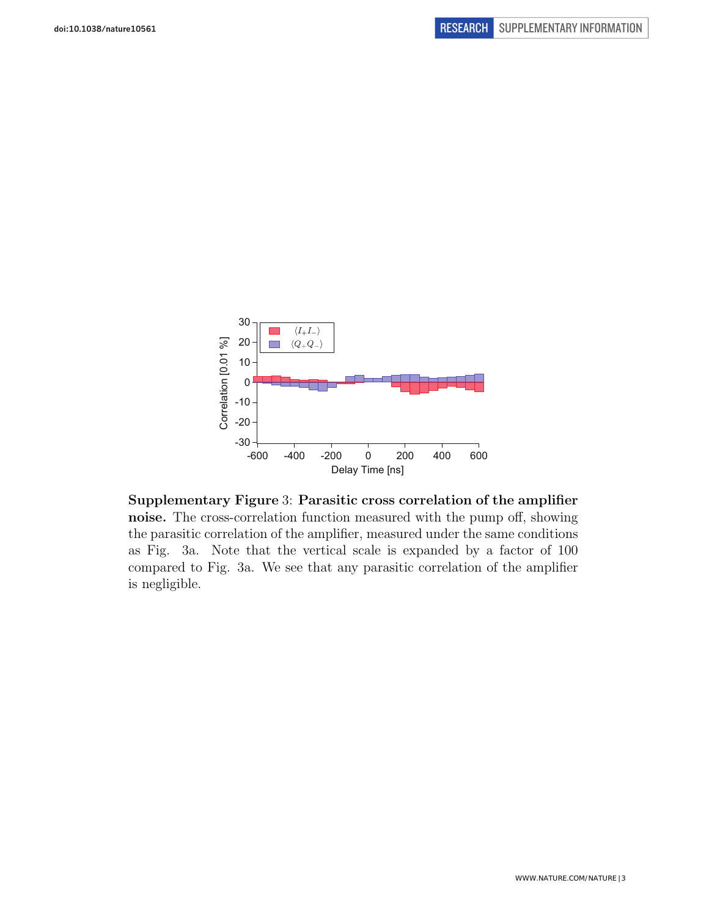**Supplementary Figure 3**: **Parasitic cross correlation of the amplifier noise.** The cross-correlation function measured with the pump off, showing the parasitic correlation of the amplifier, measured under the same conditions as Fig. 3a. Note that the vertical scale is expanded by a factor of 100 compared to Fig. 3a. We see that any parasitic correlation of the amplifier is negligible.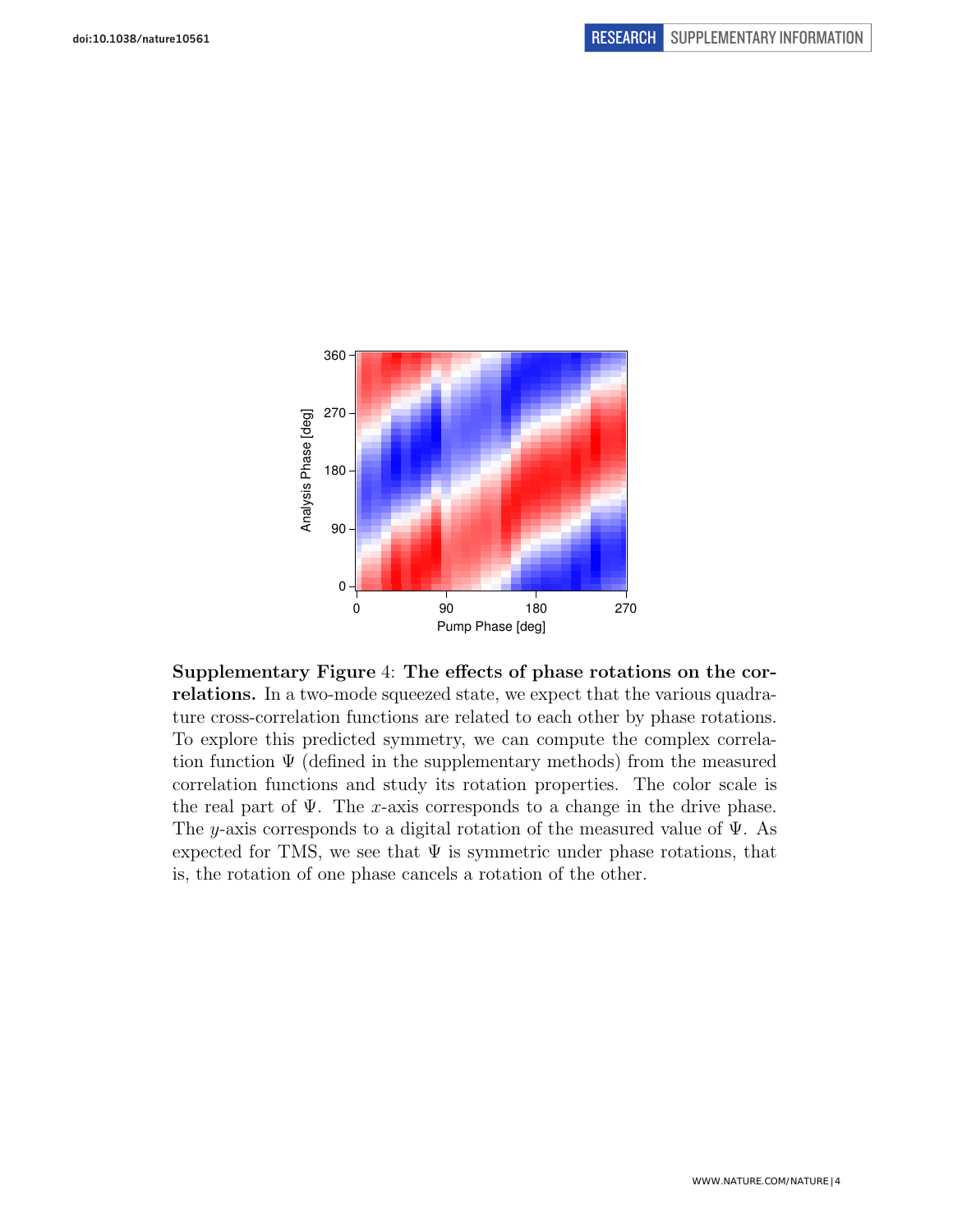**Supplementary Figure 4**: **The effects of phase rotations on the correlations.** In a two-mode squeezed state, we expect that the various quadrature cross-correlation functions are related to each other by phase rotations. To explore this predicted symmetry, we can compute the complex correlation function $\Psi$ (defined in the supplementary methods) from the measured correlation functions and study its rotation properties. The color scale is the real part of $\Psi$. The $x$-axis corresponds to a change in the drive phase. The $y$-axis corresponds to a digital rotation of the measured value of $\Psi$. As expected for TMS, we see that $\Psi$ is symmetric under phase rotations, that is, the rotation of one phase cancels a rotation of the other.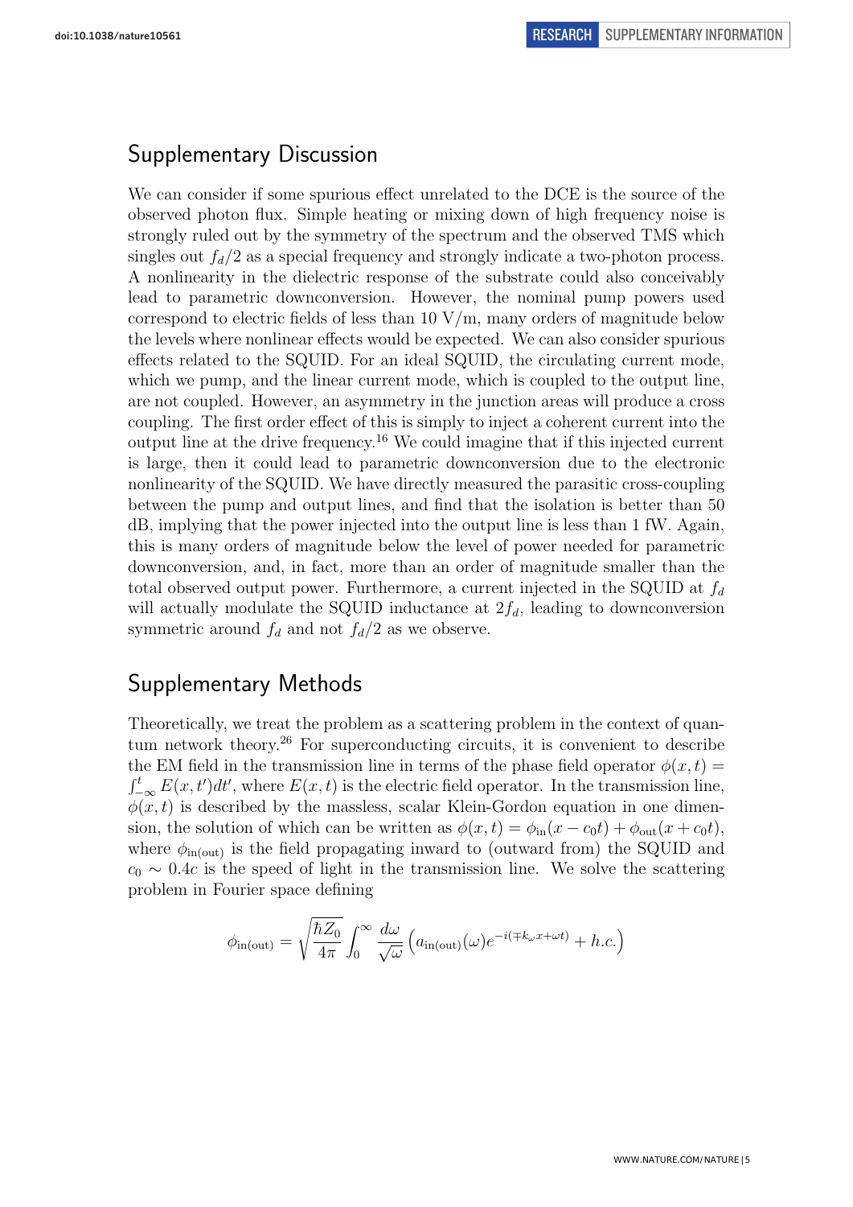## Supplementary Discussion

We can consider if some spurious effect unrelated to the DCE is the source of the observed photon flux. Simple heating or mixing down of high frequency noise is strongly ruled out by the symmetry of the spectrum and the observed TMS which singles out $f_d/2$ as a special frequency and strongly indicate a two-photon process. A nonlinearity in the dielectric response of the substrate could also conceivably lead to parametric downconversion. However, the nominal pump powers used correspond to electric fields of less than 10 V/m, many orders of magnitude below the levels where nonlinear effects would be expected. We can also consider spurious effects related to the SQUID. For an ideal SQUID, the circulating current mode, which we pump, and the linear current mode, which is coupled to the output line, are not coupled. However, an asymmetry in the junction areas will produce a cross coupling. The first order effect of this is simply to inject a coherent current into the output line at the drive frequency.[16] We could imagine that if this injected current is large, then it could lead to parametric downconversion due to the electronic nonlinearity of the SQUID. We have directly measured the parasitic cross-coupling between the pump and output lines, and find that the isolation is better than 50 dB, implying that the power injected into the output line is less than 1 fW. Again, this is many orders of magnitude below the level of power needed for parametric downconversion, and, in fact, more than an order of magnitude smaller than the total observed output power. Furthermore, a current injected in the SQUID at $f_d$ will actually modulate the SQUID inductance at $2f_d$, leading to downconversion symmetric around $f_d$ and not $f_d/2$ as we observe.

## Supplementary Methods

Theoretically, we treat the problem as a scattering problem in the context of quantum network theory.[26] For superconducting circuits, it is convenient to describe the EM field in the transmission line in terms of the phase field operator $\phi(x,t) = \int_{-\infty}^{t} E(x,t')dt'$, where $E(x,t)$ is the electric field operator. In the transmission line, $\phi(x,t)$ is described by the massless, scalar Klein-Gordon equation in one dimension, the solution of which can be written as $\phi(x,t) = \phi_{\text{in}}(x - c_0 t) + \phi_{\text{out}}(x + c_0 t)$, where $\phi_{\text{in(out)}}$ is the field propagating inward to (outward from) the SQUID and $c_0 \sim 0.4c$ is the speed of light in the transmission line. We solve the scattering problem in Fourier space defining

$$\phi_{\text{in(out)}} = \sqrt{\frac{\hbar Z_0}{4\pi}} \int_0^\infty \frac{d\omega}{\sqrt{\omega}} \left( a_{\text{in(out)}}(\omega) e^{-i(\mp k_\omega x + \omega t)} + h.c. \right)$$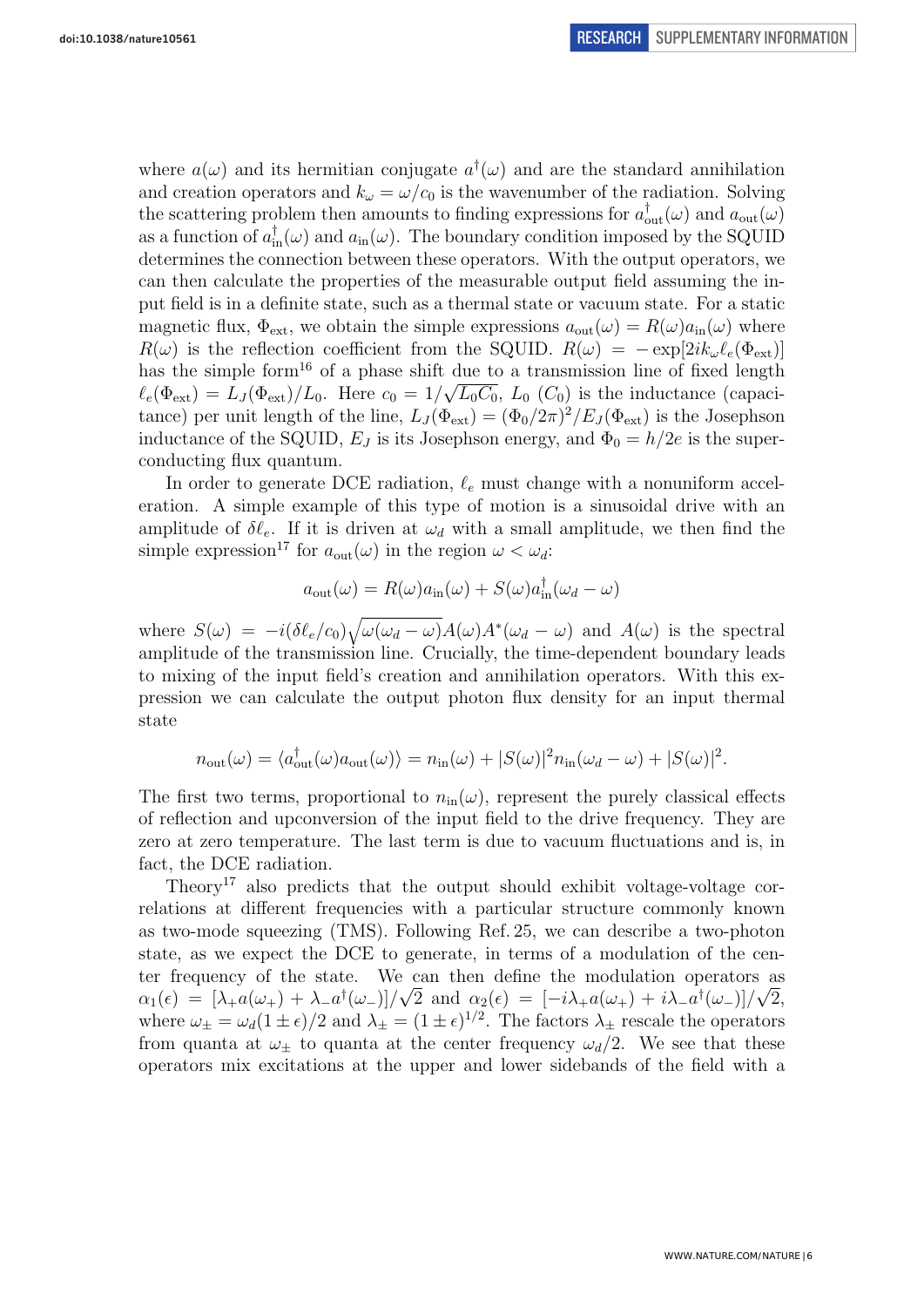where $a(\omega)$ and its hermitian conjugate $a^\dagger(\omega)$ and are the standard annihilation and creation operators and $k_\omega = \omega/c_0$ is the wavenumber of the radiation. Solving the scattering problem then amounts to finding expressions for $a^\dagger_{\rm out}(\omega)$ and $a_{\rm out}(\omega)$ as a function of $a^\dagger_{\rm in}(\omega)$ and $a_{\rm in}(\omega)$. The boundary condition imposed by the SQUID determines the connection between these operators. With the output operators, we can then calculate the properties of the measurable output field assuming the input field is in a definite state, such as a thermal state or vacuum state. For a static magnetic flux, $\Phi_{\rm ext}$, we obtain the simple expressions $a_{\rm out}(\omega) = R(\omega)a_{\rm in}(\omega)$ where $R(\omega)$ is the reflection coefficient from the SQUID. $R(\omega) = -\exp[2ik_\omega \ell_e(\Phi_{\rm ext})]$ has the simple form[16] of a phase shift due to a transmission line of fixed length $\ell_e(\Phi_{\rm ext}) = L_J(\Phi_{\rm ext})/L_0$. Here $c_0 = 1/\sqrt{L_0 C_0}$, $L_0$ ($C_0$) is the inductance (capacitance) per unit length of the line, $L_J(\Phi_{\rm ext}) = (\Phi_0/2\pi)^2/E_J(\Phi_{\rm ext})$ is the Josephson inductance of the SQUID, $E_J$ is its Josephson energy, and $\Phi_0 = h/2e$ is the superconducting flux quantum.

In order to generate DCE radiation, $\ell_e$ must change with a nonuniform acceleration. A simple example of this type of motion is a sinusoidal drive with an amplitude of $\delta\ell_e$. If it is driven at $\omega_d$ with a small amplitude, we then find the simple expression[17] for $a_{\rm out}(\omega)$ in the region $\omega < \omega_d$:

$$a_{\rm out}(\omega) = R(\omega)a_{\rm in}(\omega) + S(\omega)a^\dagger_{\rm in}(\omega_d - \omega)$$

where $S(\omega) = -i(\delta\ell_e/c_0)\sqrt{\omega(\omega_d - \omega)}A(\omega)A^*(\omega_d - \omega)$ and $A(\omega)$ is the spectral amplitude of the transmission line. Crucially, the time-dependent boundary leads to mixing of the input field's creation and annihilation operators. With this expression we can calculate the output photon flux density for an input thermal state

$$n_{\rm out}(\omega) = \langle a^\dagger_{\rm out}(\omega)a_{\rm out}(\omega)\rangle = n_{\rm in}(\omega) + |S(\omega)|^2 n_{\rm in}(\omega_d - \omega) + |S(\omega)|^2.$$

The first two terms, proportional to $n_{\rm in}(\omega)$, represent the purely classical effects of reflection and upconversion of the input field to the drive frequency. They are zero at zero temperature. The last term is due to vacuum fluctuations and is, in fact, the DCE radiation.

Theory[17] also predicts that the output should exhibit voltage-voltage correlations at different frequencies with a particular structure commonly known as two-mode squeezing (TMS). Following Ref. 25, we can describe a two-photon state, as we expect the DCE to generate, in terms of a modulation of the center frequency of the state. We can then define the modulation operators as $\alpha_1(\epsilon) = [\lambda_+ a(\omega_+) + \lambda_- a^\dagger(\omega_-)]/\sqrt{2}$ and $\alpha_2(\epsilon) = [-i\lambda_+ a(\omega_+) + i\lambda_- a^\dagger(\omega_-)]/\sqrt{2}$, where $\omega_\pm = \omega_d(1 \pm \epsilon)/2$ and $\lambda_\pm = (1 \pm \epsilon)^{1/2}$. The factors $\lambda_\pm$ rescale the operators from quanta at $\omega_\pm$ to quanta at the center frequency $\omega_d/2$. We see that these operators mix excitations at the upper and lower sidebands of the field with a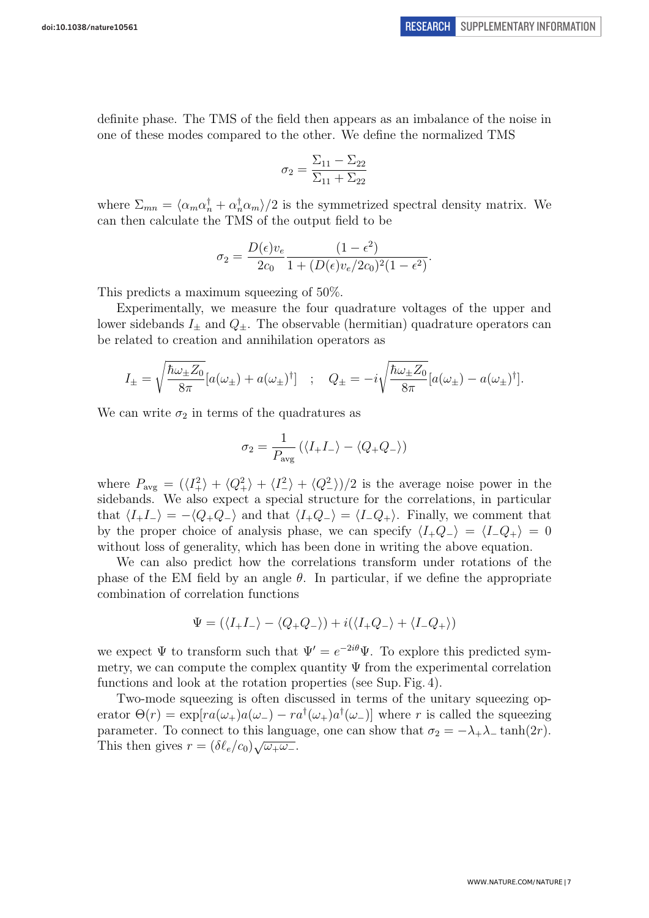definite phase. The TMS of the field then appears as an imbalance of the noise in one of these modes compared to the other. We define the normalized TMS

$$\sigma_2 = \frac{\Sigma_{11} - \Sigma_{22}}{\Sigma_{11} + \Sigma_{22}}$$

where $\Sigma_{mn} = \langle \alpha_m \alpha_n^\dagger + \alpha_n^\dagger \alpha_m \rangle /2$ is the symmetrized spectral density matrix. We can then calculate the TMS of the output field to be

$$\sigma_2 = \frac{D(\epsilon) v_e}{2c_0} \frac{(1-\epsilon^2)}{1 + (D(\epsilon) v_e / 2c_0)^2 (1 - \epsilon^2)}.$$

This predicts a maximum squeezing of 50%.

Experimentally, we measure the four quadrature voltages of the upper and lower sidebands $I_\pm$ and $Q_\pm$. The observable (hermitian) quadrature operators can be related to creation and annihilation operators as

$$I_\pm = \sqrt{\frac{\hbar \omega_\pm Z_0}{8\pi}} [a(\omega_\pm) + a(\omega_\pm)^\dagger] \quad ; \quad Q_\pm = -i \sqrt{\frac{\hbar \omega_\pm Z_0}{8\pi}} [a(\omega_\pm) - a(\omega_\pm)^\dagger].$$

We can write $\sigma_2$ in terms of the quadratures as

$$\sigma_2 = \frac{1}{P_{\text{avg}}} \left( \langle I_+ I_- \rangle - \langle Q_+ Q_- \rangle \right)$$

where $P_{\text{avg}} = (\langle I_+^2 \rangle + \langle Q_+^2 \rangle + \langle I_-^2 \rangle + \langle Q_-^2 \rangle)/2$ is the average noise power in the sidebands. We also expect a special structure for the correlations, in particular that $\langle I_+ I_- \rangle = -\langle Q_+ Q_- \rangle$ and that $\langle I_+ Q_- \rangle = \langle I_- Q_+ \rangle$. Finally, we comment that by the proper choice of analysis phase, we can specify $\langle I_+ Q_- \rangle = \langle I_- Q_+ \rangle = 0$ without loss of generality, which has been done in writing the above equation.

We can also predict how the correlations transform under rotations of the phase of the EM field by an angle $\theta$. In particular, if we define the appropriate combination of correlation functions

$$\Psi = (\langle I_+ I_- \rangle - \langle Q_+ Q_- \rangle) + i(\langle I_+ Q_- \rangle + \langle I_- Q_+ \rangle)$$

we expect $\Psi$ to transform such that $\Psi' = e^{-2i\theta}\Psi$. To explore this predicted symmetry, we can compute the complex quantity $\Psi$ from the experimental correlation functions and look at the rotation properties (see Sup. Fig. 4).

Two-mode squeezing is often discussed in terms of the unitary squeezing operator $\Theta(r) = \exp[r a(\omega_+) a(\omega_-) - r a^\dagger(\omega_+) a^\dagger(\omega_-)]$ where $r$ is called the squeezing parameter. To connect to this language, one can show that $\sigma_2 = -\lambda_+ \lambda_- \tanh(2r)$. This then gives $r = (\delta \ell_e / c_0) \sqrt{\omega_+ \omega_-}$.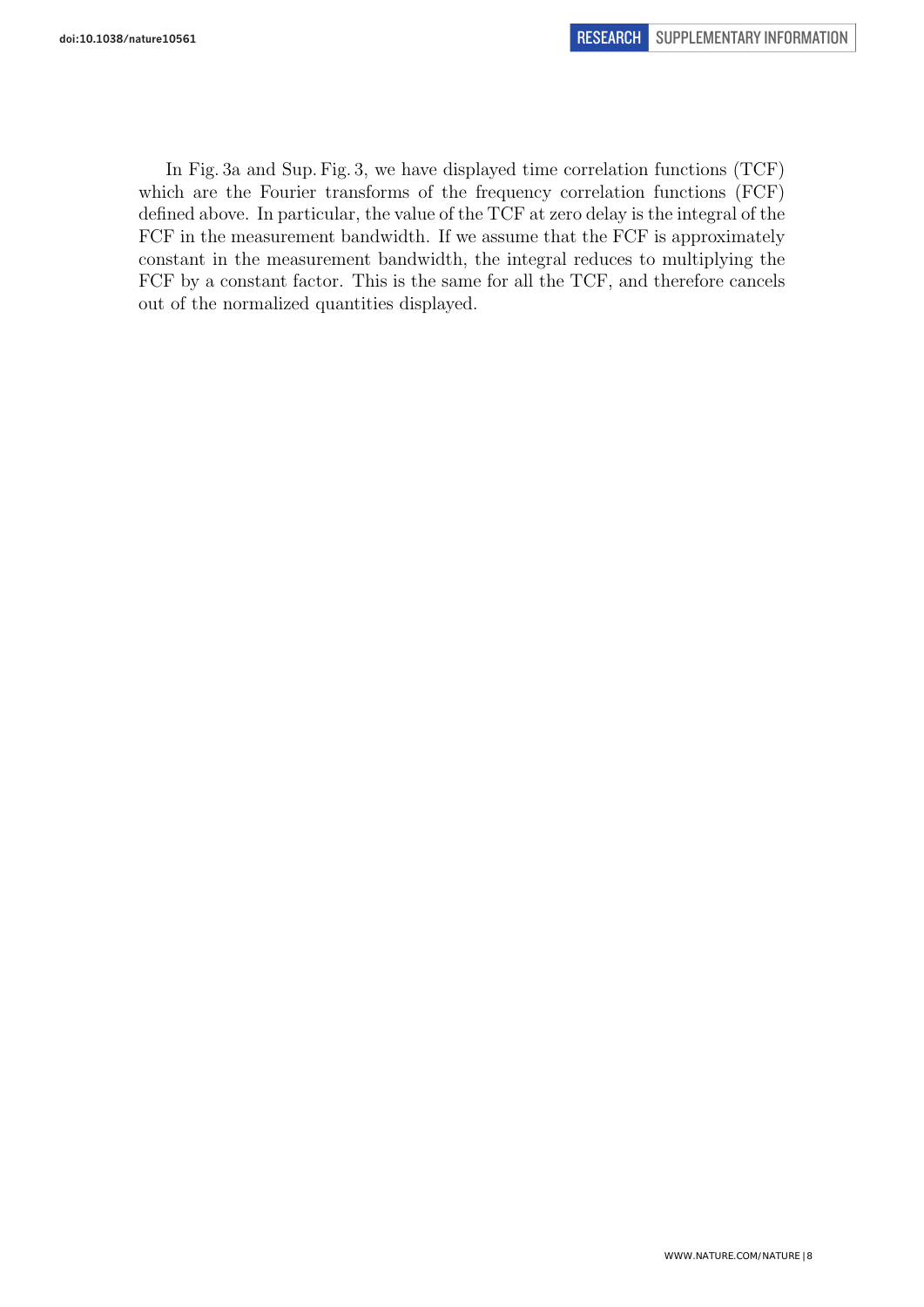In Fig. 3a and Sup. Fig. 3, we have displayed time correlation functions (TCF) which are the Fourier transforms of the frequency correlation functions (FCF) defined above. In particular, the value of the TCF at zero delay is the integral of the FCF in the measurement bandwidth. If we assume that the FCF is approximately constant in the measurement bandwidth, the integral reduces to multiplying the FCF by a constant factor. This is the same for all the TCF, and therefore cancels out of the normalized quantities displayed.